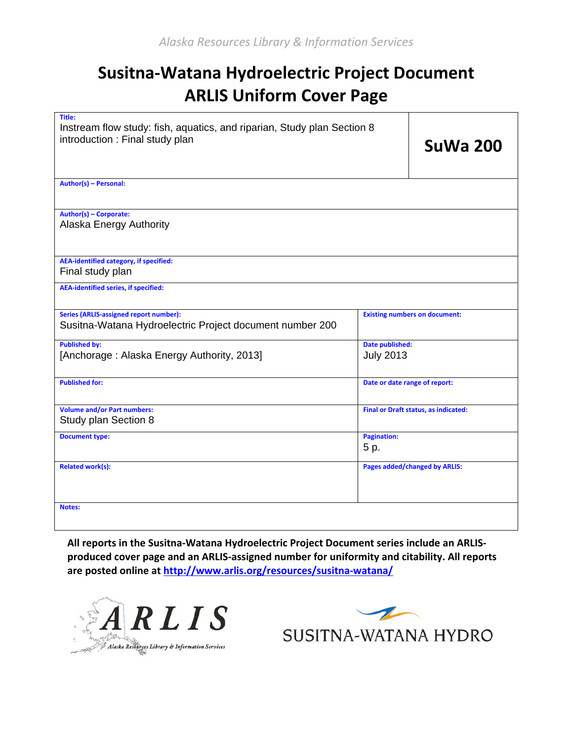*Alaska Resources Library & Information Services*

# Susitna-Watana Hydroelectric Project Document
# ARLIS Uniform Cover Page

| Title: | |
|---|---|
| Instream flow study: fish, aquatics, and riparian, Study plan Section 8 introduction : Final study plan | **SuWa 200** |

| Field | Value |
|---|---|
| Author(s) – Personal: | |
| Author(s) – Corporate: | Alaska Energy Authority |
| AEA-identified category, if specified: | Final study plan |
| AEA-identified series, if specified: | |

| | |
|---|---|
| **Series (ARLIS-assigned report number):** Susitna-Watana Hydroelectric Project document number 200 | **Existing numbers on document:** |
| **Published by:** [Anchorage : Alaska Energy Authority, 2013] | **Date published:** July 2013 |
| **Published for:** | **Date or date range of report:** |
| **Volume and/or Part numbers:** Study plan Section 8 | **Final or Draft status, as indicated:** |
| **Document type:** | **Pagination:** 5 p. |
| **Related work(s):** | **Pages added/changed by ARLIS:** |
| **Notes:** | |

**All reports in the Susitna-Watana Hydroelectric Project Document series include an ARLIS-produced cover page and an ARLIS-assigned number for uniformity and citability. All reports are posted online at http://www.arlis.org/resources/susitna-watana/**

ARLIS — Alaska Resources Library & Information Services

SUSITNA-WATANA HYDRO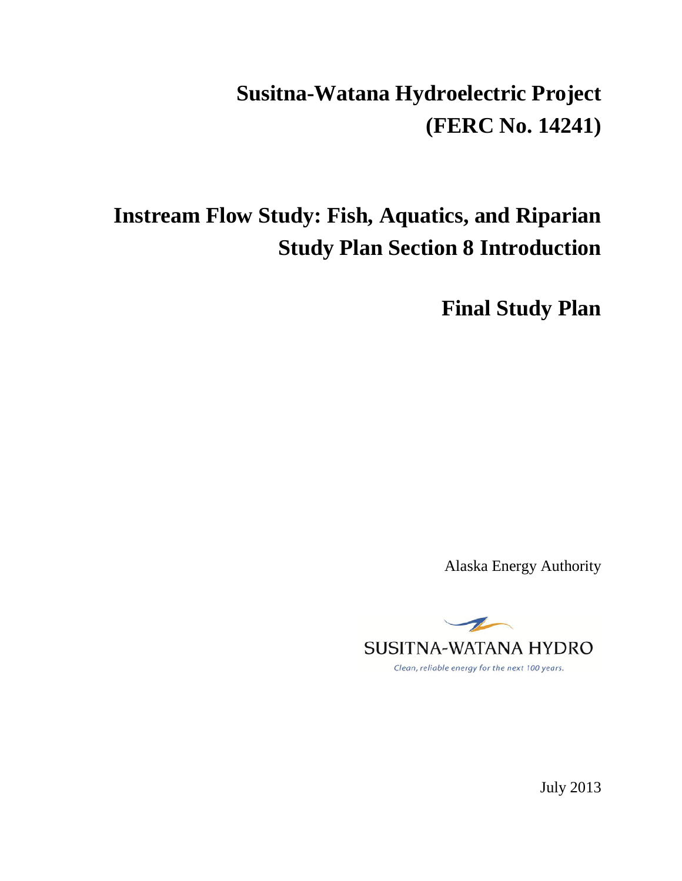# Susitna-Watana Hydroelectric Project (FERC No. 14241)

# Instream Flow Study: Fish, Aquatics, and Riparian Study Plan Section 8 Introduction

# Final Study Plan

Alaska Energy Authority

SUSITNA-WATANA HYDRO

*Clean, reliable energy for the next 100 years.*

July 2013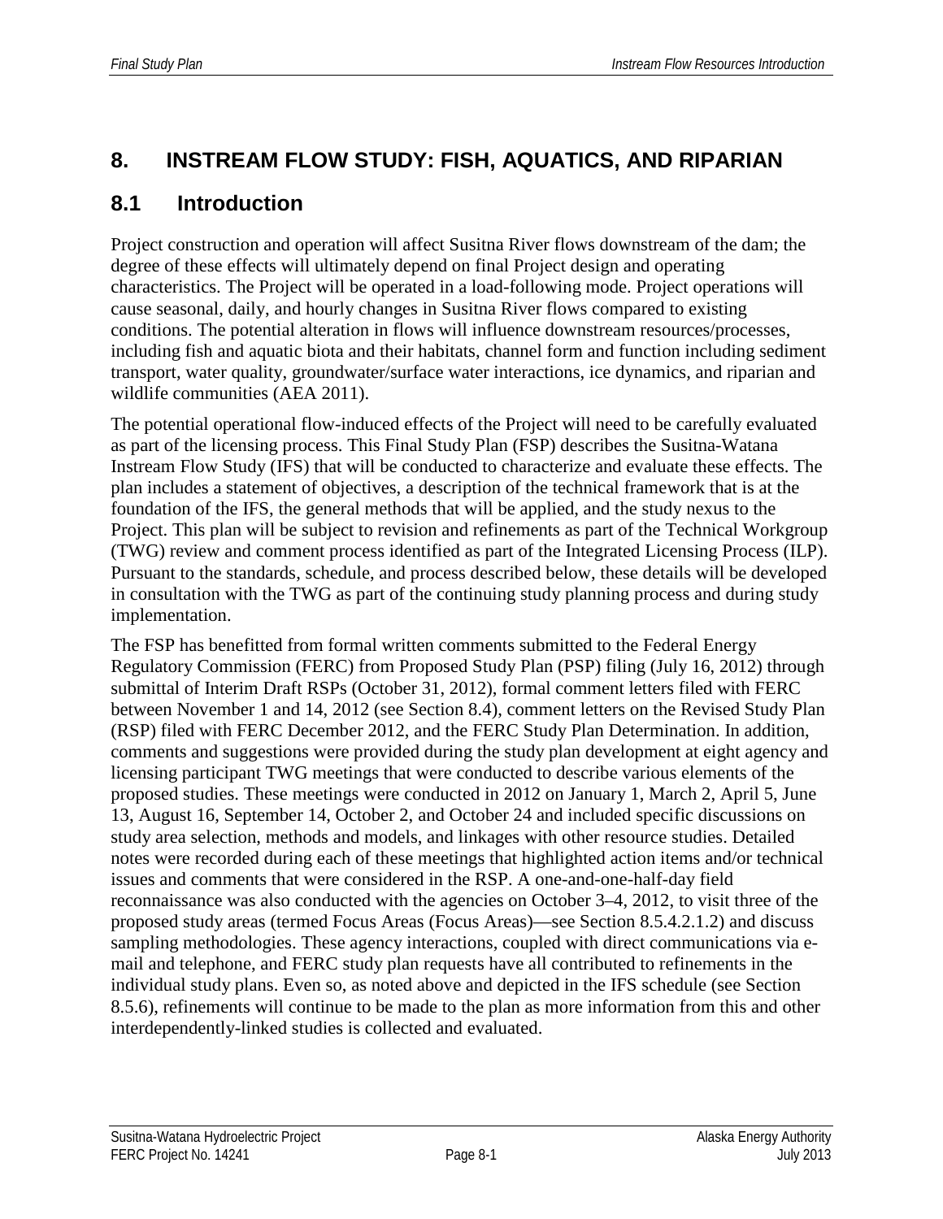# 8. INSTREAM FLOW STUDY: FISH, AQUATICS, AND RIPARIAN

## 8.1 Introduction

Project construction and operation will affect Susitna River flows downstream of the dam; the degree of these effects will ultimately depend on final Project design and operating characteristics. The Project will be operated in a load-following mode. Project operations will cause seasonal, daily, and hourly changes in Susitna River flows compared to existing conditions. The potential alteration in flows will influence downstream resources/processes, including fish and aquatic biota and their habitats, channel form and function including sediment transport, water quality, groundwater/surface water interactions, ice dynamics, and riparian and wildlife communities (AEA 2011).

The potential operational flow-induced effects of the Project will need to be carefully evaluated as part of the licensing process. This Final Study Plan (FSP) describes the Susitna-Watana Instream Flow Study (IFS) that will be conducted to characterize and evaluate these effects. The plan includes a statement of objectives, a description of the technical framework that is at the foundation of the IFS, the general methods that will be applied, and the study nexus to the Project. This plan will be subject to revision and refinements as part of the Technical Workgroup (TWG) review and comment process identified as part of the Integrated Licensing Process (ILP). Pursuant to the standards, schedule, and process described below, these details will be developed in consultation with the TWG as part of the continuing study planning process and during study implementation.

The FSP has benefitted from formal written comments submitted to the Federal Energy Regulatory Commission (FERC) from Proposed Study Plan (PSP) filing (July 16, 2012) through submittal of Interim Draft RSPs (October 31, 2012), formal comment letters filed with FERC between November 1 and 14, 2012 (see Section 8.4), comment letters on the Revised Study Plan (RSP) filed with FERC December 2012, and the FERC Study Plan Determination. In addition, comments and suggestions were provided during the study plan development at eight agency and licensing participant TWG meetings that were conducted to describe various elements of the proposed studies. These meetings were conducted in 2012 on January 1, March 2, April 5, June 13, August 16, September 14, October 2, and October 24 and included specific discussions on study area selection, methods and models, and linkages with other resource studies. Detailed notes were recorded during each of these meetings that highlighted action items and/or technical issues and comments that were considered in the RSP. A one-and-one-half-day field reconnaissance was also conducted with the agencies on October 3–4, 2012, to visit three of the proposed study areas (termed Focus Areas (Focus Areas)—see Section 8.5.4.2.1.2) and discuss sampling methodologies. These agency interactions, coupled with direct communications via e-mail and telephone, and FERC study plan requests have all contributed to refinements in the individual study plans. Even so, as noted above and depicted in the IFS schedule (see Section 8.5.6), refinements will continue to be made to the plan as more information from this and other interdependently-linked studies is collected and evaluated.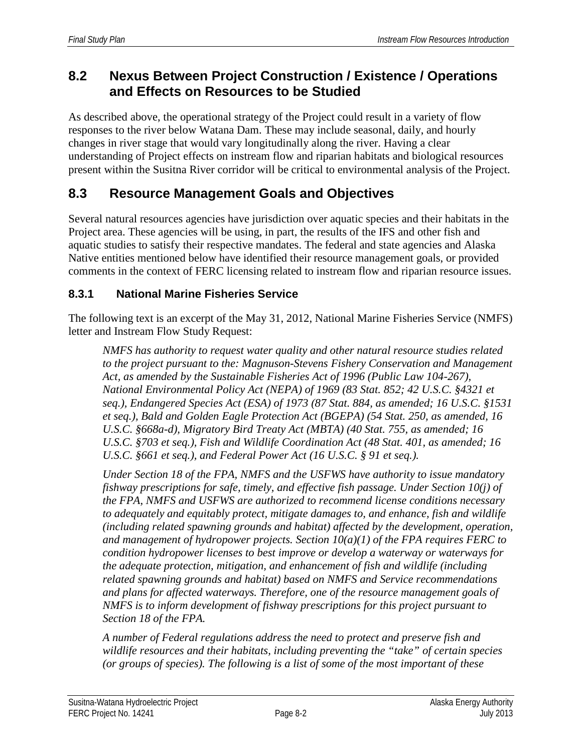## 8.2 Nexus Between Project Construction / Existence / Operations and Effects on Resources to be Studied

As described above, the operational strategy of the Project could result in a variety of flow responses to the river below Watana Dam. These may include seasonal, daily, and hourly changes in river stage that would vary longitudinally along the river. Having a clear understanding of Project effects on instream flow and riparian habitats and biological resources present within the Susitna River corridor will be critical to environmental analysis of the Project.

## 8.3 Resource Management Goals and Objectives

Several natural resources agencies have jurisdiction over aquatic species and their habitats in the Project area. These agencies will be using, in part, the results of the IFS and other fish and aquatic studies to satisfy their respective mandates. The federal and state agencies and Alaska Native entities mentioned below have identified their resource management goals, or provided comments in the context of FERC licensing related to instream flow and riparian resource issues.

### 8.3.1 National Marine Fisheries Service

The following text is an excerpt of the May 31, 2012, National Marine Fisheries Service (NMFS) letter and Instream Flow Study Request:

> *NMFS has authority to request water quality and other natural resource studies related to the project pursuant to the: Magnuson-Stevens Fishery Conservation and Management Act, as amended by the Sustainable Fisheries Act of 1996 (Public Law 104-267), National Environmental Policy Act (NEPA) of 1969 (83 Stat. 852; 42 U.S.C. §4321 et seq.), Endangered Species Act (ESA) of 1973 (87 Stat. 884, as amended; 16 U.S.C. §1531 et seq.), Bald and Golden Eagle Protection Act (BGEPA) (54 Stat. 250, as amended, 16 U.S.C. §668a-d), Migratory Bird Treaty Act (MBTA) (40 Stat. 755, as amended; 16 U.S.C. §703 et seq.), Fish and Wildlife Coordination Act (48 Stat. 401, as amended; 16 U.S.C. §661 et seq.), and Federal Power Act (16 U.S.C. § 91 et seq.).*
>
> *Under Section 18 of the FPA, NMFS and the USFWS have authority to issue mandatory fishway prescriptions for safe, timely, and effective fish passage. Under Section 10(j) of the FPA, NMFS and USFWS are authorized to recommend license conditions necessary to adequately and equitably protect, mitigate damages to, and enhance, fish and wildlife (including related spawning grounds and habitat) affected by the development, operation, and management of hydropower projects. Section 10(a)(1) of the FPA requires FERC to condition hydropower licenses to best improve or develop a waterway or waterways for the adequate protection, mitigation, and enhancement of fish and wildlife (including related spawning grounds and habitat) based on NMFS and Service recommendations and plans for affected waterways. Therefore, one of the resource management goals of NMFS is to inform development of fishway prescriptions for this project pursuant to Section 18 of the FPA.*
>
> *A number of Federal regulations address the need to protect and preserve fish and wildlife resources and their habitats, including preventing the "take" of certain species (or groups of species). The following is a list of some of the most important of these*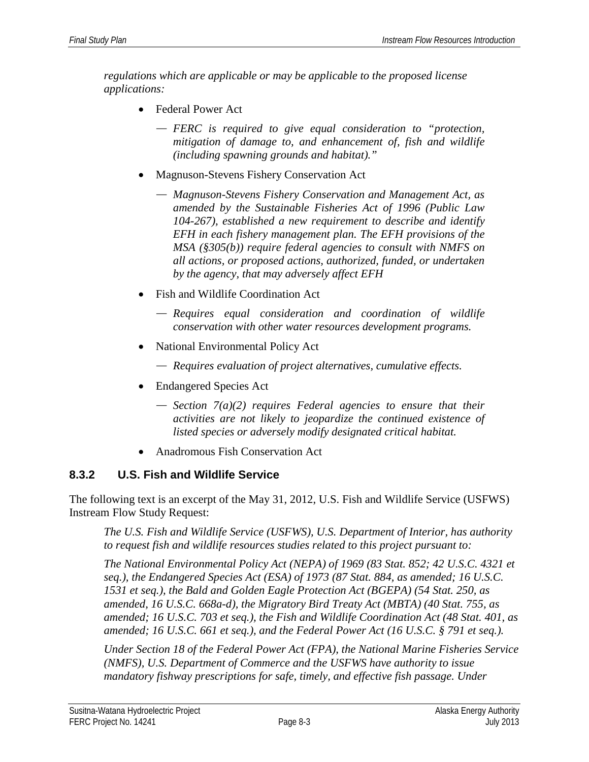*regulations which are applicable or may be applicable to the proposed license applications:*

- Federal Power Act
  - — *FERC is required to give equal consideration to "protection, mitigation of damage to, and enhancement of, fish and wildlife (including spawning grounds and habitat)."*
- Magnuson-Stevens Fishery Conservation Act
  - — *Magnuson-Stevens Fishery Conservation and Management Act, as amended by the Sustainable Fisheries Act of 1996 (Public Law 104-267), established a new requirement to describe and identify EFH in each fishery management plan. The EFH provisions of the MSA (§305(b)) require federal agencies to consult with NMFS on all actions, or proposed actions, authorized, funded, or undertaken by the agency, that may adversely affect EFH*
- Fish and Wildlife Coordination Act
  - — *Requires equal consideration and coordination of wildlife conservation with other water resources development programs.*
- National Environmental Policy Act
  - — *Requires evaluation of project alternatives, cumulative effects.*
- Endangered Species Act
  - — *Section 7(a)(2) requires Federal agencies to ensure that their activities are not likely to jeopardize the continued existence of listed species or adversely modify designated critical habitat.*
- Anadromous Fish Conservation Act

### 8.3.2 U.S. Fish and Wildlife Service

The following text is an excerpt of the May 31, 2012, U.S. Fish and Wildlife Service (USFWS) Instream Flow Study Request:

*The U.S. Fish and Wildlife Service (USFWS), U.S. Department of Interior, has authority to request fish and wildlife resources studies related to this project pursuant to:*

*The National Environmental Policy Act (NEPA) of 1969 (83 Stat. 852; 42 U.S.C. 4321 et seq.), the Endangered Species Act (ESA) of 1973 (87 Stat. 884, as amended; 16 U.S.C. 1531 et seq.), the Bald and Golden Eagle Protection Act (BGEPA) (54 Stat. 250, as amended, 16 U.S.C. 668a-d), the Migratory Bird Treaty Act (MBTA) (40 Stat. 755, as amended; 16 U.S.C. 703 et seq.), the Fish and Wildlife Coordination Act (48 Stat. 401, as amended; 16 U.S.C. 661 et seq.), and the Federal Power Act (16 U.S.C. § 791 et seq.).*

*Under Section 18 of the Federal Power Act (FPA), the National Marine Fisheries Service (NMFS), U.S. Department of Commerce and the USFWS have authority to issue mandatory fishway prescriptions for safe, timely, and effective fish passage. Under*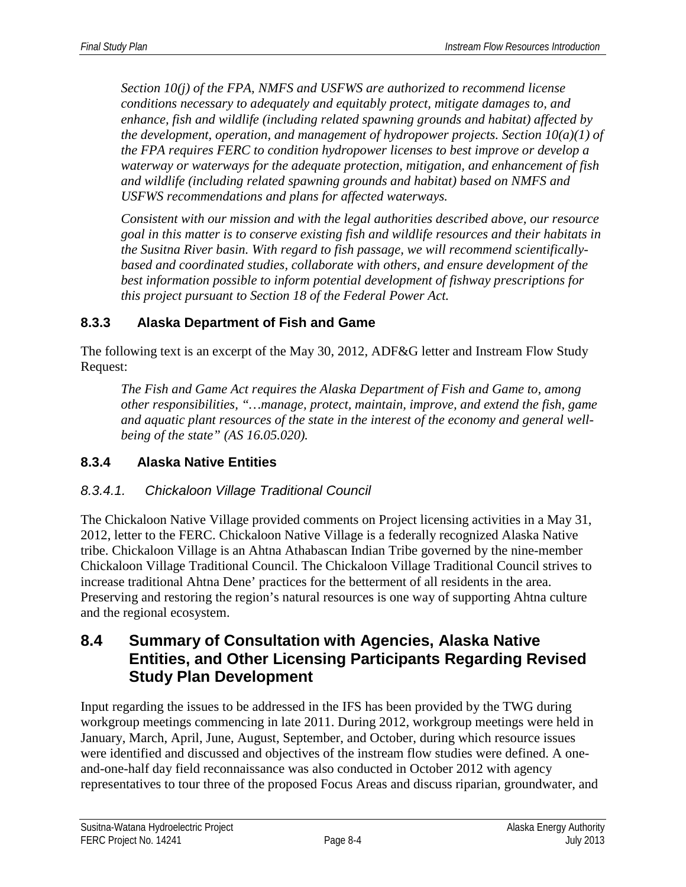*Section 10(j) of the FPA, NMFS and USFWS are authorized to recommend license conditions necessary to adequately and equitably protect, mitigate damages to, and enhance, fish and wildlife (including related spawning grounds and habitat) affected by the development, operation, and management of hydropower projects. Section 10(a)(1) of the FPA requires FERC to condition hydropower licenses to best improve or develop a waterway or waterways for the adequate protection, mitigation, and enhancement of fish and wildlife (including related spawning grounds and habitat) based on NMFS and USFWS recommendations and plans for affected waterways.*

*Consistent with our mission and with the legal authorities described above, our resource goal in this matter is to conserve existing fish and wildlife resources and their habitats in the Susitna River basin. With regard to fish passage, we will recommend scientifically-based and coordinated studies, collaborate with others, and ensure development of the best information possible to inform potential development of fishway prescriptions for this project pursuant to Section 18 of the Federal Power Act.*

### 8.3.3 Alaska Department of Fish and Game

The following text is an excerpt of the May 30, 2012, ADF&G letter and Instream Flow Study Request:

*The Fish and Game Act requires the Alaska Department of Fish and Game to, among other responsibilities, "…manage, protect, maintain, improve, and extend the fish, game and aquatic plant resources of the state in the interest of the economy and general well-being of the state" (AS 16.05.020).*

### 8.3.4 Alaska Native Entities

#### *8.3.4.1. Chickaloon Village Traditional Council*

The Chickaloon Native Village provided comments on Project licensing activities in a May 31, 2012, letter to the FERC. Chickaloon Native Village is a federally recognized Alaska Native tribe. Chickaloon Village is an Ahtna Athabascan Indian Tribe governed by the nine-member Chickaloon Village Traditional Council. The Chickaloon Village Traditional Council strives to increase traditional Ahtna Dene' practices for the betterment of all residents in the area. Preserving and restoring the region's natural resources is one way of supporting Ahtna culture and the regional ecosystem.

## 8.4 Summary of Consultation with Agencies, Alaska Native Entities, and Other Licensing Participants Regarding Revised Study Plan Development

Input regarding the issues to be addressed in the IFS has been provided by the TWG during workgroup meetings commencing in late 2011. During 2012, workgroup meetings were held in January, March, April, June, August, September, and October, during which resource issues were identified and discussed and objectives of the instream flow studies were defined. A one-and-one-half day field reconnaissance was also conducted in October 2012 with agency representatives to tour three of the proposed Focus Areas and discuss riparian, groundwater, and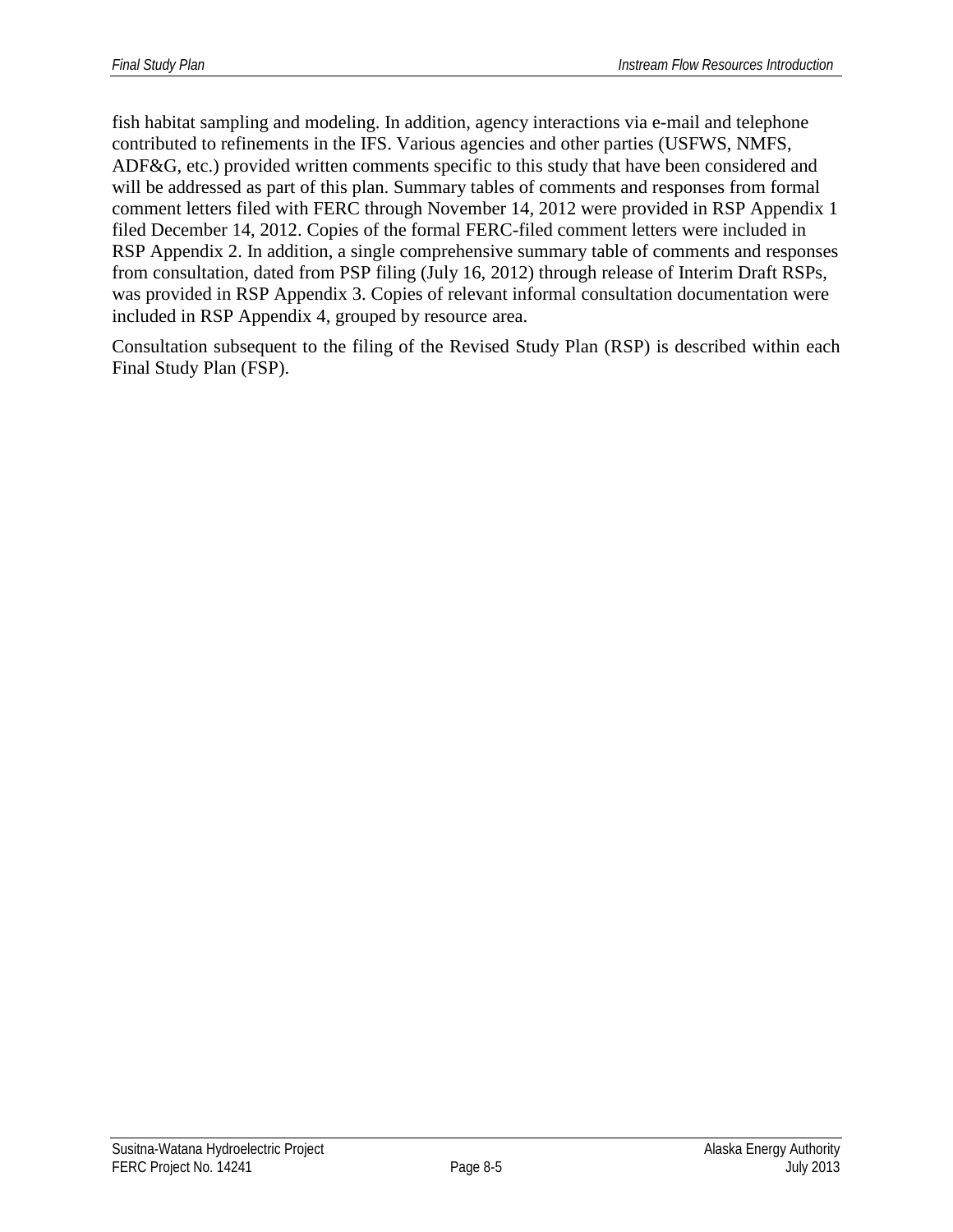fish habitat sampling and modeling. In addition, agency interactions via e-mail and telephone contributed to refinements in the IFS. Various agencies and other parties (USFWS, NMFS, ADF&G, etc.) provided written comments specific to this study that have been considered and will be addressed as part of this plan. Summary tables of comments and responses from formal comment letters filed with FERC through November 14, 2012 were provided in RSP Appendix 1 filed December 14, 2012. Copies of the formal FERC-filed comment letters were included in RSP Appendix 2. In addition, a single comprehensive summary table of comments and responses from consultation, dated from PSP filing (July 16, 2012) through release of Interim Draft RSPs, was provided in RSP Appendix 3. Copies of relevant informal consultation documentation were included in RSP Appendix 4, grouped by resource area.

Consultation subsequent to the filing of the Revised Study Plan (RSP) is described within each Final Study Plan (FSP).